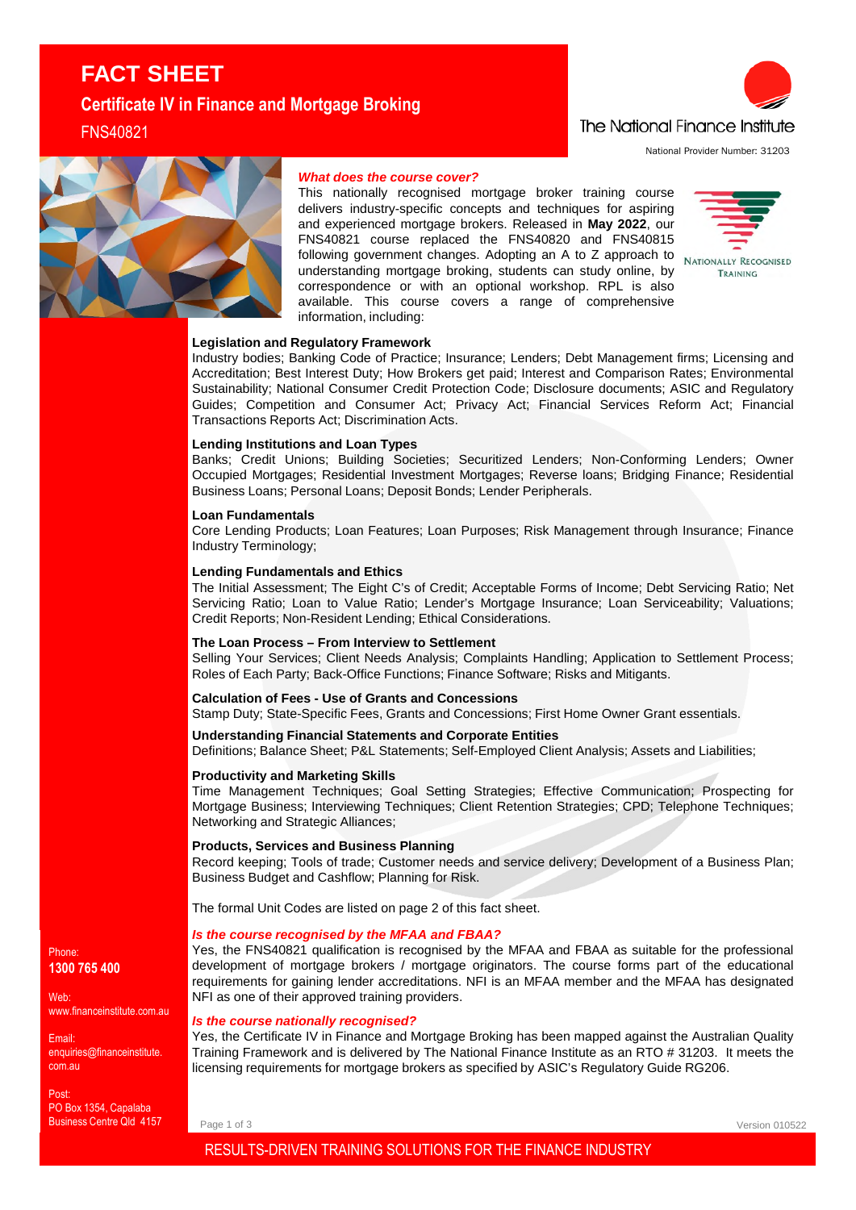# FACT SHEET

## Certificate IV in Finance and Mortgage Broking

FNS40821

The National Finance Institute

National Provider Number: 31203

***What does the course cover?***

This nationally recognised mortgage broker training course delivers industry-specific concepts and techniques for aspiring and experienced mortgage brokers. Released in **May 2022**, our FNS40821 course replaced the FNS40820 and FNS40815 following government changes. Adopting an A to Z approach to understanding mortgage broking, students can study online, by correspondence or with an optional workshop. RPL is also available. This course covers a range of comprehensive information, including:

NATIONALLY RECOGNISED TRAINING

**Legislation and Regulatory Framework**
Industry bodies; Banking Code of Practice; Insurance; Lenders; Debt Management firms; Licensing and Accreditation; Best Interest Duty; How Brokers get paid; Interest and Comparison Rates; Environmental Sustainability; National Consumer Credit Protection Code; Disclosure documents; ASIC and Regulatory Guides; Competition and Consumer Act; Privacy Act; Financial Services Reform Act; Financial Transactions Reports Act; Discrimination Acts.

**Lending Institutions and Loan Types**
Banks; Credit Unions; Building Societies; Securitized Lenders; Non-Conforming Lenders; Owner Occupied Mortgages; Residential Investment Mortgages; Reverse loans; Bridging Finance; Residential Business Loans; Personal Loans; Deposit Bonds; Lender Peripherals.

**Loan Fundamentals**
Core Lending Products; Loan Features; Loan Purposes; Risk Management through Insurance; Finance Industry Terminology;

**Lending Fundamentals and Ethics**
The Initial Assessment; The Eight C's of Credit; Acceptable Forms of Income; Debt Servicing Ratio; Net Servicing Ratio; Loan to Value Ratio; Lender's Mortgage Insurance; Loan Serviceability; Valuations; Credit Reports; Non-Resident Lending; Ethical Considerations.

**The Loan Process – From Interview to Settlement**
Selling Your Services; Client Needs Analysis; Complaints Handling; Application to Settlement Process; Roles of Each Party; Back-Office Functions; Finance Software; Risks and Mitigants.

**Calculation of Fees - Use of Grants and Concessions**
Stamp Duty; State-Specific Fees, Grants and Concessions; First Home Owner Grant essentials.

**Understanding Financial Statements and Corporate Entities**
Definitions; Balance Sheet; P&L Statements; Self-Employed Client Analysis; Assets and Liabilities;

**Productivity and Marketing Skills**
Time Management Techniques; Goal Setting Strategies; Effective Communication; Prospecting for Mortgage Business; Interviewing Techniques; Client Retention Strategies; CPD; Telephone Techniques; Networking and Strategic Alliances;

**Products, Services and Business Planning**
Record keeping; Tools of trade; Customer needs and service delivery; Development of a Business Plan; Business Budget and Cashflow; Planning for Risk.

The formal Unit Codes are listed on page 2 of this fact sheet.

***Is the course recognised by the MFAA and FBAA?***

Yes, the FNS40821 qualification is recognised by the MFAA and FBAA as suitable for the professional development of mortgage brokers / mortgage originators. The course forms part of the educational requirements for gaining lender accreditations. NFI is an MFAA member and the MFAA has designated NFI as one of their approved training providers.

***Is the course nationally recognised?***

Yes, the Certificate IV in Finance and Mortgage Broking has been mapped against the Australian Quality Training Framework and is delivered by The National Finance Institute as an RTO # 31203. It meets the licensing requirements for mortgage brokers as specified by ASIC's Regulatory Guide RG206.

Phone:
**1300 765 400**

Web:
www.financeinstitute.com.au

Email:
enquiries@financeinstitute.com.au

Post:
PO Box 1354, Capalaba Business Centre Qld 4157

Version 010522

RESULTS-DRIVEN TRAINING SOLUTIONS FOR THE FINANCE INDUSTRY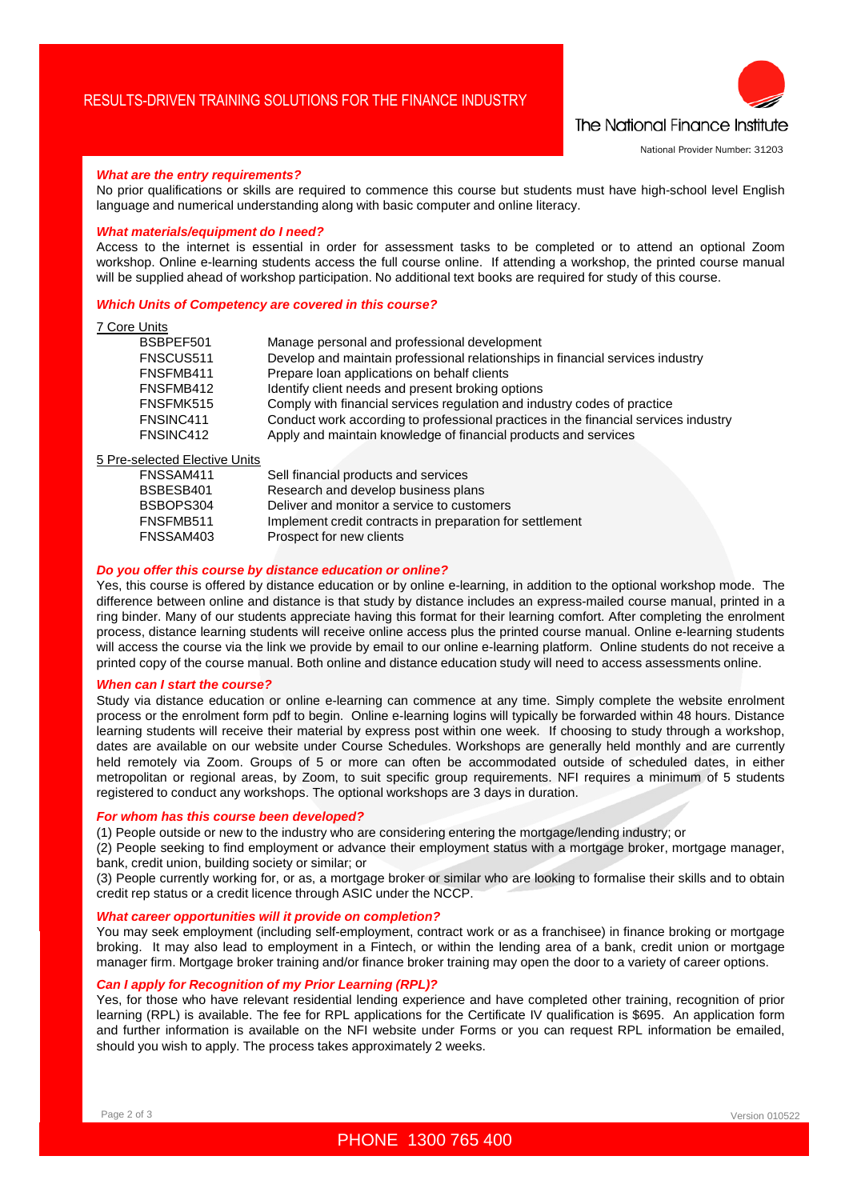### *What are the entry requirements?*

No prior qualifications or skills are required to commence this course but students must have high-school level English language and numerical understanding along with basic computer and online literacy.

### *What materials/equipment do I need?*

Access to the internet is essential in order for assessment tasks to be completed or to attend an optional Zoom workshop. Online e-learning students access the full course online. If attending a workshop, the printed course manual will be supplied ahead of workshop participation. No additional text books are required for study of this course.

### *Which Units of Competency are covered in this course?*

7 Core Units

| | |
|---|---|
| BSBPEF501 | Manage personal and professional development |
| FNSCUS511 | Develop and maintain professional relationships in financial services industry |
| FNSFMB411 | Prepare loan applications on behalf clients |
| FNSFMB412 | Identify client needs and present broking options |
| FNSFMK515 | Comply with financial services regulation and industry codes of practice |
| FNSINC411 | Conduct work according to professional practices in the financial services industry |
| FNSINC412 | Apply and maintain knowledge of financial products and services |

5 Pre-selected Elective Units

| | |
|---|---|
| FNSSAM411 | Sell financial products and services |
| BSBESB401 | Research and develop business plans |
| BSBOPS304 | Deliver and monitor a service to customers |
| FNSFMB511 | Implement credit contracts in preparation for settlement |
| FNSSAM403 | Prospect for new clients |

### *Do you offer this course by distance education or online?*

Yes, this course is offered by distance education or by online e-learning, in addition to the optional workshop mode. The difference between online and distance is that study by distance includes an express-mailed course manual, printed in a ring binder. Many of our students appreciate having this format for their learning comfort. After completing the enrolment process, distance learning students will receive online access plus the printed course manual. Online e-learning students will access the course via the link we provide by email to our online e-learning platform. Online students do not receive a printed copy of the course manual. Both online and distance education study will need to access assessments online.

### *When can I start the course?*

Study via distance education or online e-learning can commence at any time. Simply complete the website enrolment process or the enrolment form pdf to begin. Online e-learning logins will typically be forwarded within 48 hours. Distance learning students will receive their material by express post within one week. If choosing to study through a workshop, dates are available on our website under Course Schedules. Workshops are generally held monthly and are currently held remotely via Zoom. Groups of 5 or more can often be accommodated outside of scheduled dates, in either metropolitan or regional areas, by Zoom, to suit specific group requirements. NFI requires a minimum of 5 students registered to conduct any workshops. The optional workshops are 3 days in duration.

### *For whom has this course been developed?*

(1) People outside or new to the industry who are considering entering the mortgage/lending industry; or

(2) People seeking to find employment or advance their employment status with a mortgage broker, mortgage manager, bank, credit union, building society or similar; or

(3) People currently working for, or as, a mortgage broker or similar who are looking to formalise their skills and to obtain credit rep status or a credit licence through ASIC under the NCCP.

### *What career opportunities will it provide on completion?*

You may seek employment (including self-employment, contract work or as a franchisee) in finance broking or mortgage broking. It may also lead to employment in a Fintech, or within the lending area of a bank, credit union or mortgage manager firm. Mortgage broker training and/or finance broker training may open the door to a variety of career options.

### *Can I apply for Recognition of my Prior Learning (RPL)?*

Yes, for those who have relevant residential lending experience and have completed other training, recognition of prior learning (RPL) is available. The fee for RPL applications for the Certificate IV qualification is $695. An application form and further information is available on the NFI website under Forms or you can request RPL information be emailed, should you wish to apply. The process takes approximately 2 weeks.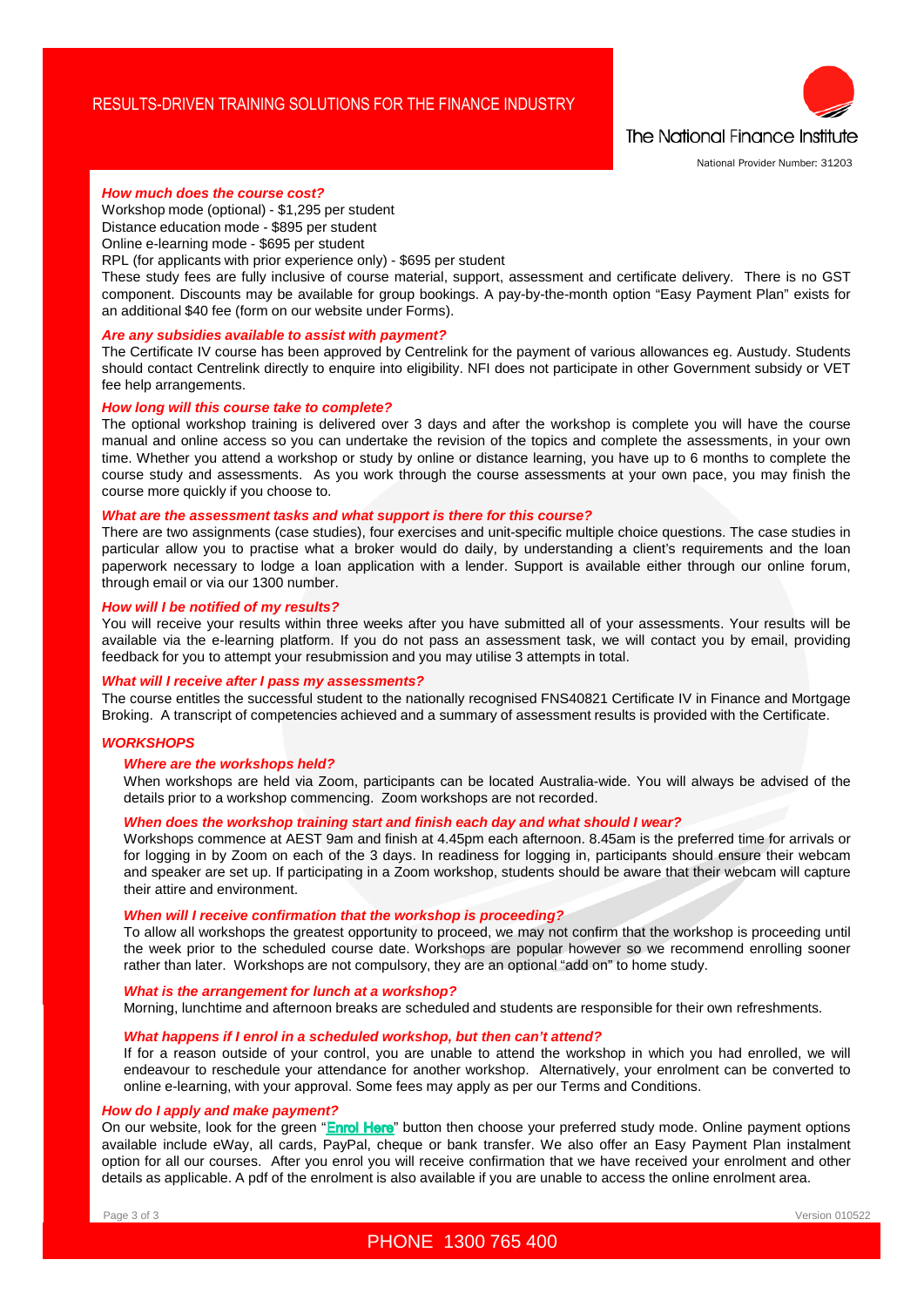### *How much does the course cost?*

Workshop mode (optional) - $1,295 per student
Distance education mode - $895 per student
Online e-learning mode - $695 per student
RPL (for applicants with prior experience only) - $695 per student

These study fees are fully inclusive of course material, support, assessment and certificate delivery. There is no GST component. Discounts may be available for group bookings. A pay-by-the-month option "Easy Payment Plan" exists for an additional $40 fee (form on our website under Forms).

### *Are any subsidies available to assist with payment?*

The Certificate IV course has been approved by Centrelink for the payment of various allowances eg. Austudy. Students should contact Centrelink directly to enquire into eligibility. NFI does not participate in other Government subsidy or VET fee help arrangements.

### *How long will this course take to complete?*

The optional workshop training is delivered over 3 days and after the workshop is complete you will have the course manual and online access so you can undertake the revision of the topics and complete the assessments, in your own time. Whether you attend a workshop or study by online or distance learning, you have up to 6 months to complete the course study and assessments. As you work through the course assessments at your own pace, you may finish the course more quickly if you choose to.

### *What are the assessment tasks and what support is there for this course?*

There are two assignments (case studies), four exercises and unit-specific multiple choice questions. The case studies in particular allow you to practise what a broker would do daily, by understanding a client's requirements and the loan paperwork necessary to lodge a loan application with a lender. Support is available either through our online forum, through email or via our 1300 number.

### *How will I be notified of my results?*

You will receive your results within three weeks after you have submitted all of your assessments. Your results will be available via the e-learning platform. If you do not pass an assessment task, we will contact you by email, providing feedback for you to attempt your resubmission and you may utilise 3 attempts in total.

### *What will I receive after I pass my assessments?*

The course entitles the successful student to the nationally recognised FNS40821 Certificate IV in Finance and Mortgage Broking. A transcript of competencies achieved and a summary of assessment results is provided with the Certificate.

## *WORKSHOPS*

### *Where are the workshops held?*

When workshops are held via Zoom, participants can be located Australia-wide. You will always be advised of the details prior to a workshop commencing. Zoom workshops are not recorded.

### *When does the workshop training start and finish each day and what should I wear?*

Workshops commence at AEST 9am and finish at 4.45pm each afternoon. 8.45am is the preferred time for arrivals or for logging in by Zoom on each of the 3 days. In readiness for logging in, participants should ensure their webcam and speaker are set up. If participating in a Zoom workshop, students should be aware that their webcam will capture their attire and environment.

### *When will I receive confirmation that the workshop is proceeding?*

To allow all workshops the greatest opportunity to proceed, we may not confirm that the workshop is proceeding until the week prior to the scheduled course date. Workshops are popular however so we recommend enrolling sooner rather than later. Workshops are not compulsory, they are an optional "add on" to home study.

### *What is the arrangement for lunch at a workshop?*

Morning, lunchtime and afternoon breaks are scheduled and students are responsible for their own refreshments.

### *What happens if I enrol in a scheduled workshop, but then can't attend?*

If for a reason outside of your control, you are unable to attend the workshop in which you had enrolled, we will endeavour to reschedule your attendance for another workshop. Alternatively, your enrolment can be converted to online e-learning, with your approval. Some fees may apply as per our Terms and Conditions.

### *How do I apply and make payment?*

On our website, look for the green "**Enrol Here**" button then choose your preferred study mode. Online payment options available include eWay, all cards, PayPal, cheque or bank transfer. We also offer an Easy Payment Plan instalment option for all our courses. After you enrol you will receive confirmation that we have received your enrolment and other details as applicable. A pdf of the enrolment is also available if you are unable to access the online enrolment area.